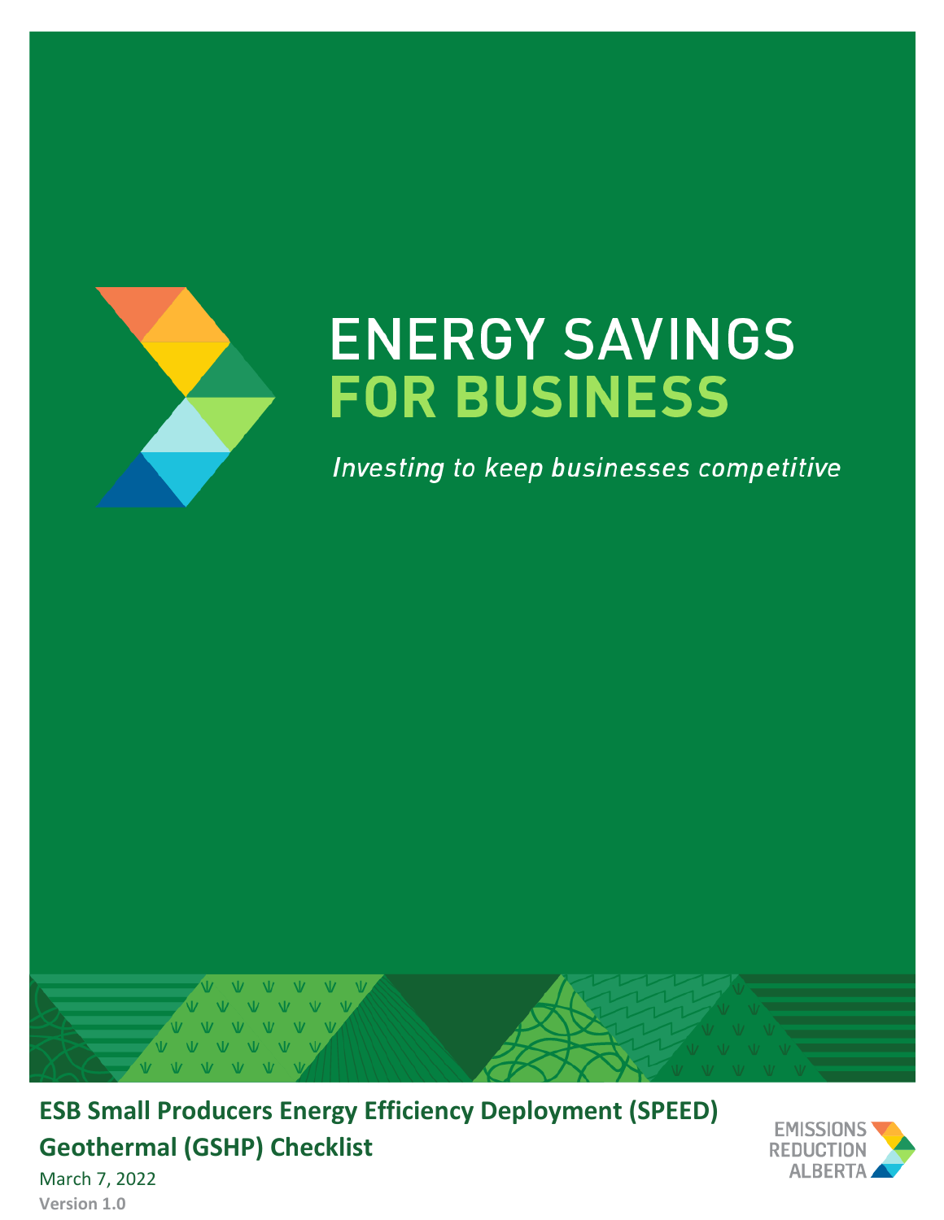# ENERGY SAVINGS FOR BUSINESS

*Investing to keep businesses competitive*

## ESB Small Producers Energy Efficiency Deployment (SPEED) Geothermal (GSHP) Checklist

March 7, 2022

**Version 1.0**

EMISSIONS REDUCTION ALBERTA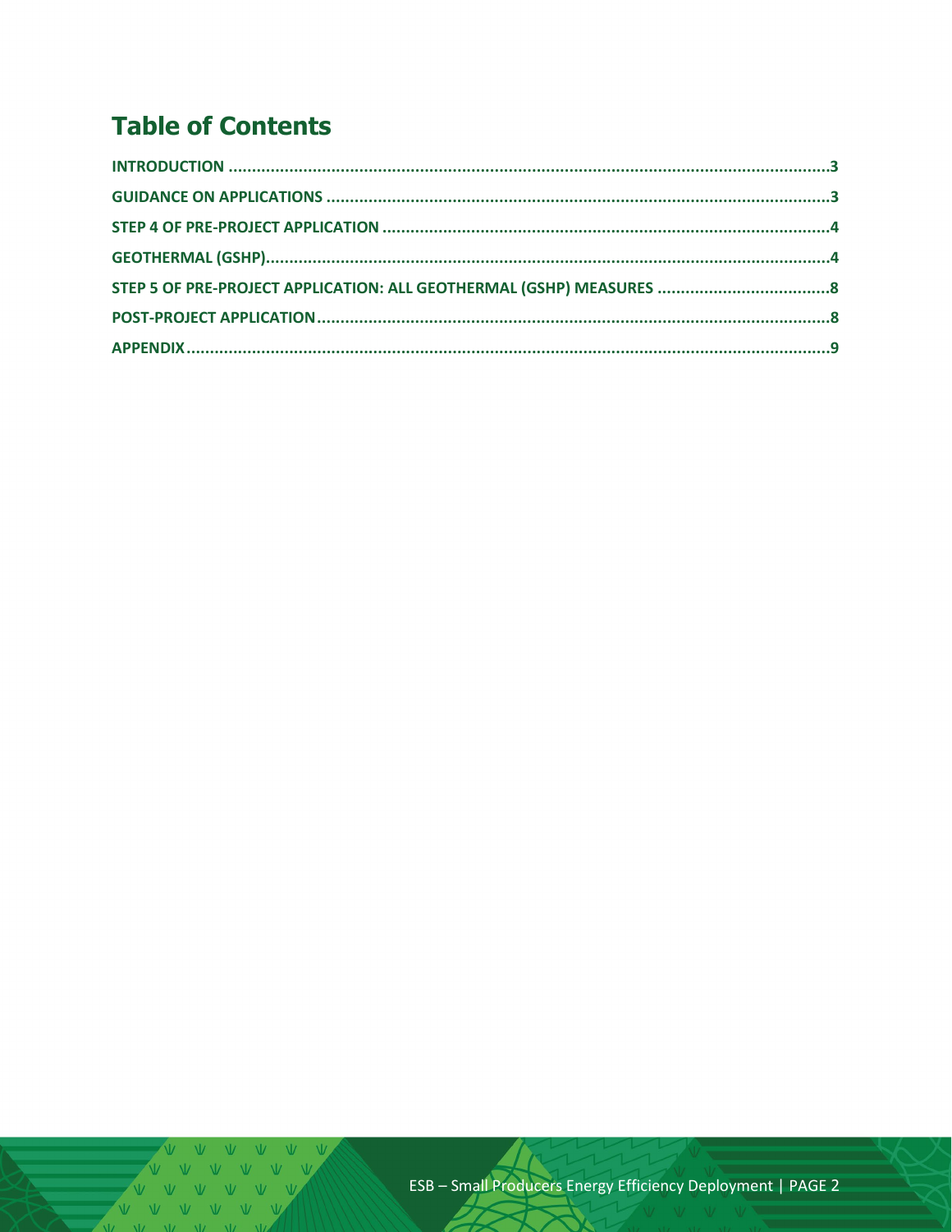## Table of Contents

INTRODUCTION .......................................................................................................................3

GUIDANCE ON APPLICATIONS ..................................................................................................3

STEP 4 OF PRE-PROJECT APPLICATION .......................................................................................4

GEOTHERMAL (GSHP)..............................................................................................................4

STEP 5 OF PRE-PROJECT APPLICATION: ALL GEOTHERMAL (GSHP) MEASURES ....................................8

POST-PROJECT APPLICATION.....................................................................................................8

APPENDIX...............................................................................................................................9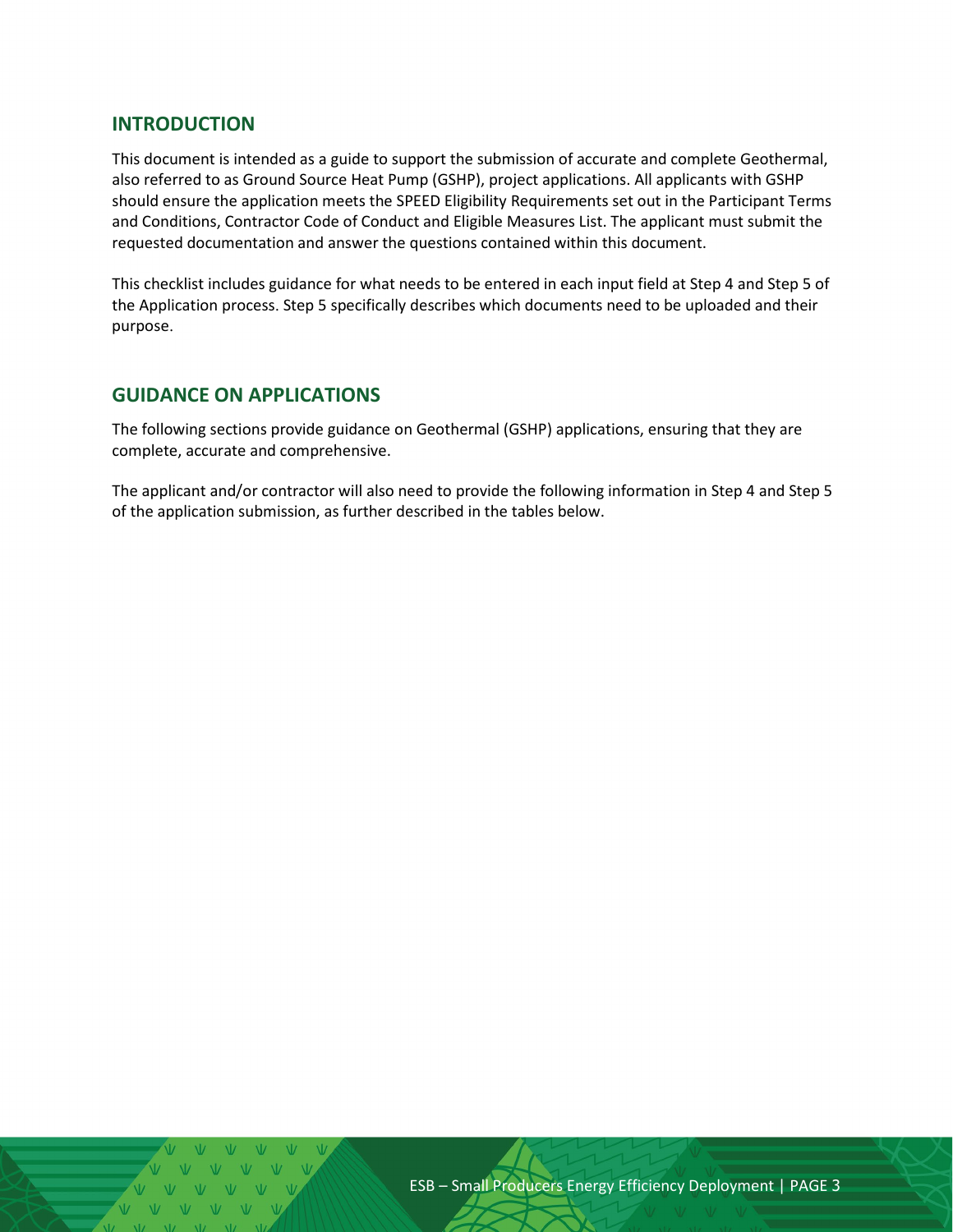## INTRODUCTION

This document is intended as a guide to support the submission of accurate and complete Geothermal, also referred to as Ground Source Heat Pump (GSHP), project applications. All applicants with GSHP should ensure the application meets the SPEED Eligibility Requirements set out in the Participant Terms and Conditions, Contractor Code of Conduct and Eligible Measures List. The applicant must submit the requested documentation and answer the questions contained within this document.

This checklist includes guidance for what needs to be entered in each input field at Step 4 and Step 5 of the Application process. Step 5 specifically describes which documents need to be uploaded and their purpose.

## GUIDANCE ON APPLICATIONS

The following sections provide guidance on Geothermal (GSHP) applications, ensuring that they are complete, accurate and comprehensive.

The applicant and/or contractor will also need to provide the following information in Step 4 and Step 5 of the application submission, as further described in the tables below.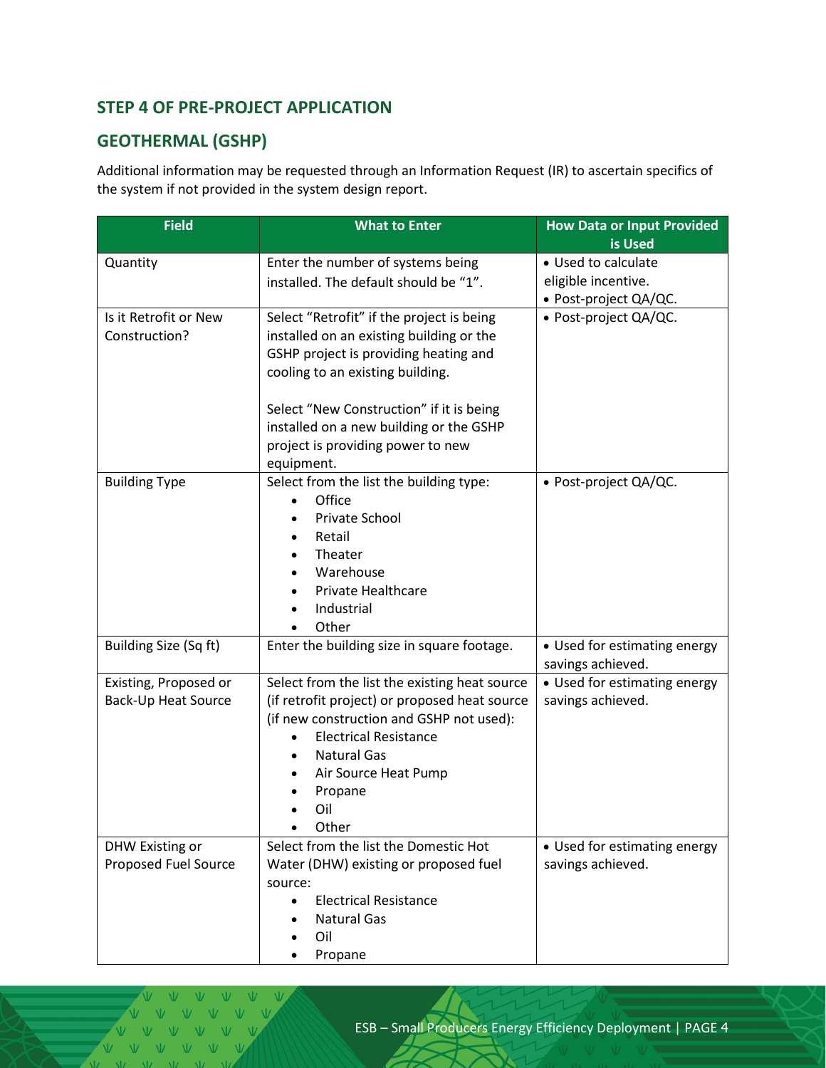## STEP 4 OF PRE-PROJECT APPLICATION

## GEOTHERMAL (GSHP)

Additional information may be requested through an Information Request (IR) to ascertain specifics of the system if not provided in the system design report.

| Field | What to Enter | How Data or Input Provided is Used |
|---|---|---|
| Quantity | Enter the number of systems being installed. The default should be "1". | • Used to calculate eligible incentive.<br>• Post-project QA/QC. |
| Is it Retrofit or New Construction? | Select "Retrofit" if the project is being installed on an existing building or the GSHP project is providing heating and cooling to an existing building.<br><br>Select "New Construction" if it is being installed on a new building or the GSHP project is providing power to new equipment. | • Post-project QA/QC. |
| Building Type | Select from the list the building type:<br>• Office<br>• Private School<br>• Retail<br>• Theater<br>• Warehouse<br>• Private Healthcare<br>• Industrial<br>• Other | • Post-project QA/QC. |
| Building Size (Sq ft) | Enter the building size in square footage. | • Used for estimating energy savings achieved. |
| Existing, Proposed or Back-Up Heat Source | Select from the list the existing heat source (if retrofit project) or proposed heat source (if new construction and GSHP not used):<br>• Electrical Resistance<br>• Natural Gas<br>• Air Source Heat Pump<br>• Propane<br>• Oil<br>• Other | • Used for estimating energy savings achieved. |
| DHW Existing or Proposed Fuel Source | Select from the list the Domestic Hot Water (DHW) existing or proposed fuel source:<br>• Electrical Resistance<br>• Natural Gas<br>• Oil<br>• Propane | • Used for estimating energy savings achieved. |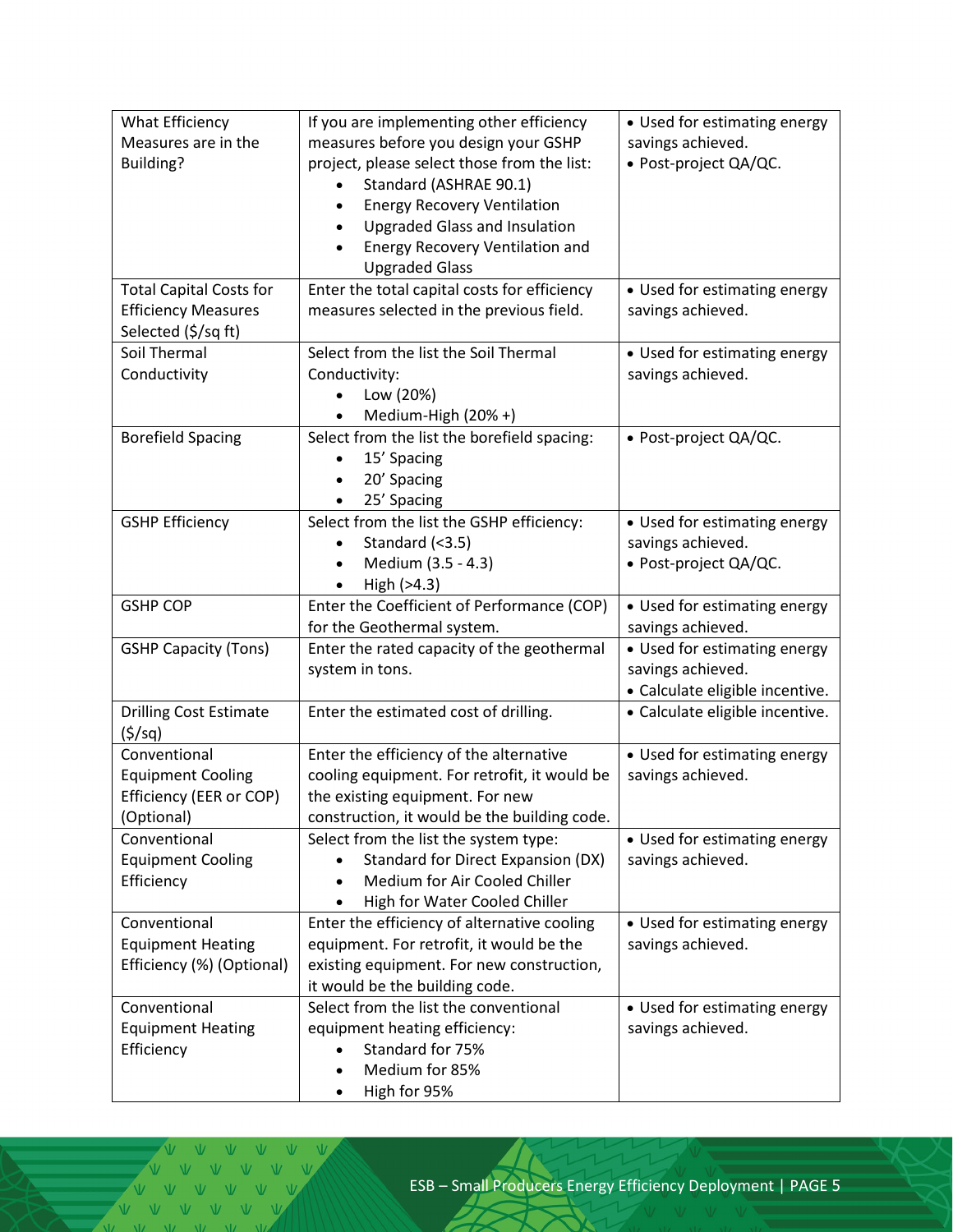| What Efficiency Measures are in the Building? | If you are implementing other efficiency measures before you design your GSHP project, please select those from the list:<br>• Standard (ASHRAE 90.1)<br>• Energy Recovery Ventilation<br>• Upgraded Glass and Insulation<br>• Energy Recovery Ventilation and Upgraded Glass | • Used for estimating energy savings achieved.<br>• Post-project QA/QC. |
|---|---|---|
| Total Capital Costs for Efficiency Measures Selected ($/sq ft) | Enter the total capital costs for efficiency measures selected in the previous field. | • Used for estimating energy savings achieved. |
| Soil Thermal Conductivity | Select from the list the Soil Thermal Conductivity:<br>• Low (20%)<br>• Medium-High (20% +) | • Used for estimating energy savings achieved. |
| Borefield Spacing | Select from the list the borefield spacing:<br>• 15' Spacing<br>• 20' Spacing<br>• 25' Spacing | • Post-project QA/QC. |
| GSHP Efficiency | Select from the list the GSHP efficiency:<br>• Standard (<3.5)<br>• Medium (3.5 - 4.3)<br>• High (>4.3) | • Used for estimating energy savings achieved.<br>• Post-project QA/QC. |
| GSHP COP | Enter the Coefficient of Performance (COP) for the Geothermal system. | • Used for estimating energy savings achieved. |
| GSHP Capacity (Tons) | Enter the rated capacity of the geothermal system in tons. | • Used for estimating energy savings achieved.<br>• Calculate eligible incentive. |
| Drilling Cost Estimate ($/sq) | Enter the estimated cost of drilling. | • Calculate eligible incentive. |
| Conventional Equipment Cooling Efficiency (EER or COP) (Optional) | Enter the efficiency of the alternative cooling equipment. For retrofit, it would be the existing equipment. For new construction, it would be the building code. | • Used for estimating energy savings achieved. |
| Conventional Equipment Cooling Efficiency | Select from the list the system type:<br>• Standard for Direct Expansion (DX)<br>• Medium for Air Cooled Chiller<br>• High for Water Cooled Chiller | • Used for estimating energy savings achieved. |
| Conventional Equipment Heating Efficiency (%) (Optional) | Enter the efficiency of alternative cooling equipment. For retrofit, it would be the existing equipment. For new construction, it would be the building code. | • Used for estimating energy savings achieved. |
| Conventional Equipment Heating Efficiency | Select from the list the conventional equipment heating efficiency:<br>• Standard for 75%<br>• Medium for 85%<br>• High for 95% | • Used for estimating energy savings achieved. |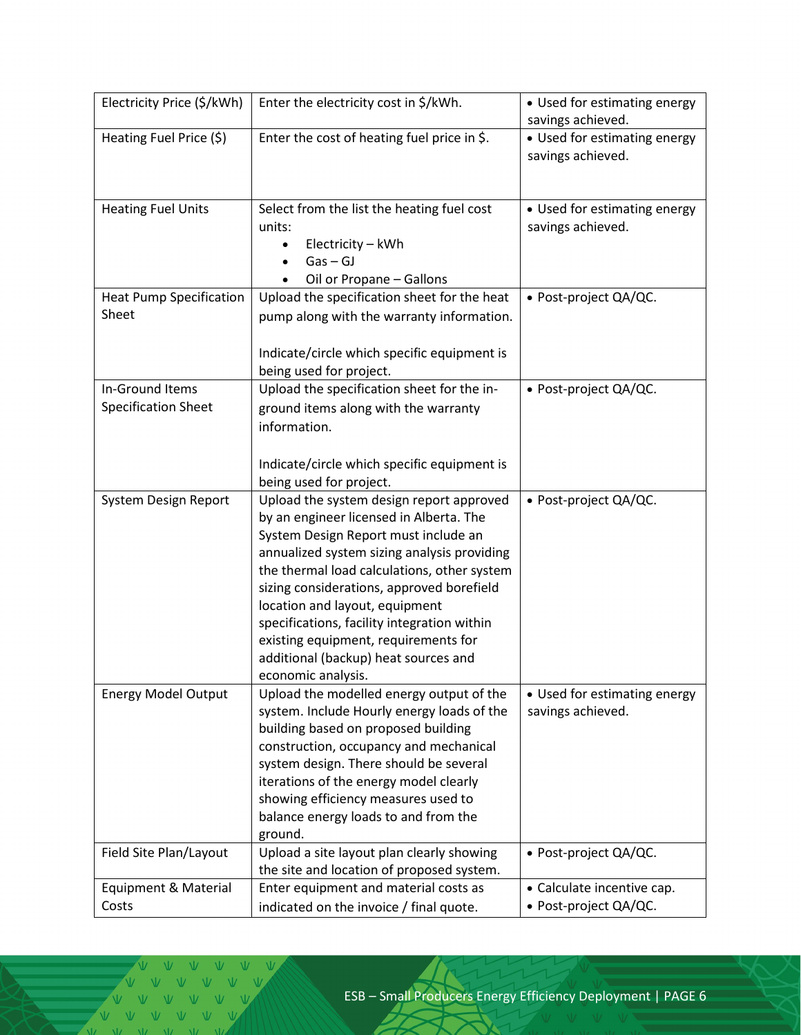| Electricity Price ($/kWh) | Enter the electricity cost in $/kWh. | • Used for estimating energy savings achieved. |
|---|---|---|
| Heating Fuel Price ($) | Enter the cost of heating fuel price in $. | • Used for estimating energy savings achieved. |
| Heating Fuel Units | Select from the list the heating fuel cost units:<br>• Electricity – kWh<br>• Gas – GJ<br>• Oil or Propane – Gallons | • Used for estimating energy savings achieved. |
| Heat Pump Specification Sheet | Upload the specification sheet for the heat pump along with the warranty information.<br><br>Indicate/circle which specific equipment is being used for project. | • Post-project QA/QC. |
| In-Ground Items Specification Sheet | Upload the specification sheet for the in-ground items along with the warranty information.<br><br>Indicate/circle which specific equipment is being used for project. | • Post-project QA/QC. |
| System Design Report | Upload the system design report approved by an engineer licensed in Alberta. The System Design Report must include an annualized system sizing analysis providing the thermal load calculations, other system sizing considerations, approved borefield location and layout, equipment specifications, facility integration within existing equipment, requirements for additional (backup) heat sources and economic analysis. | • Post-project QA/QC. |
| Energy Model Output | Upload the modelled energy output of the system. Include Hourly energy loads of the building based on proposed building construction, occupancy and mechanical system design. There should be several iterations of the energy model clearly showing efficiency measures used to balance energy loads to and from the ground. | • Used for estimating energy savings achieved. |
| Field Site Plan/Layout | Upload a site layout plan clearly showing the site and location of proposed system. | • Post-project QA/QC. |
| Equipment & Material Costs | Enter equipment and material costs as indicated on the invoice / final quote. | • Calculate incentive cap.<br>• Post-project QA/QC. |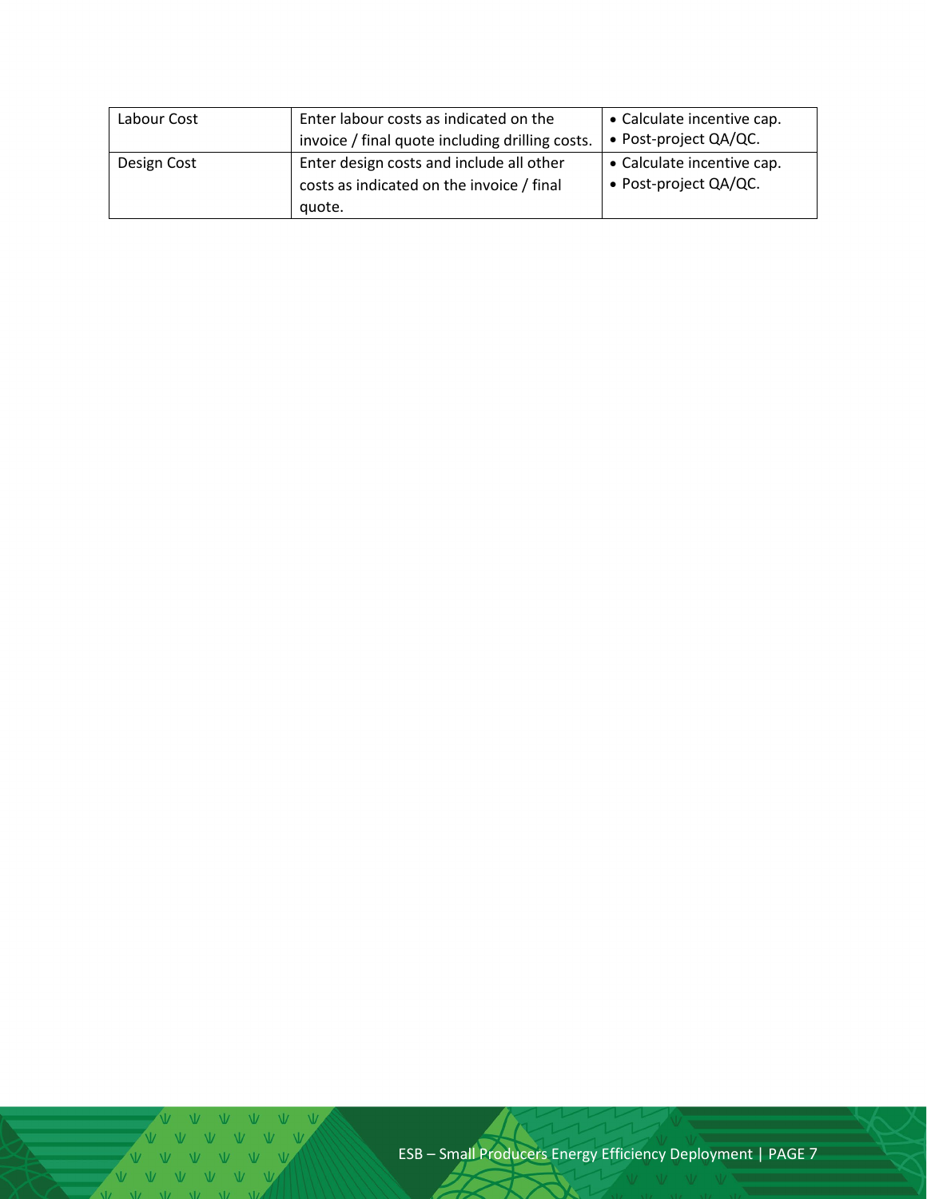| | | |
|---|---|---|
| Labour Cost | Enter labour costs as indicated on the invoice / final quote including drilling costs. | • Calculate incentive cap.<br>• Post-project QA/QC. |
| Design Cost | Enter design costs and include all other costs as indicated on the invoice / final quote. | • Calculate incentive cap.<br>• Post-project QA/QC. |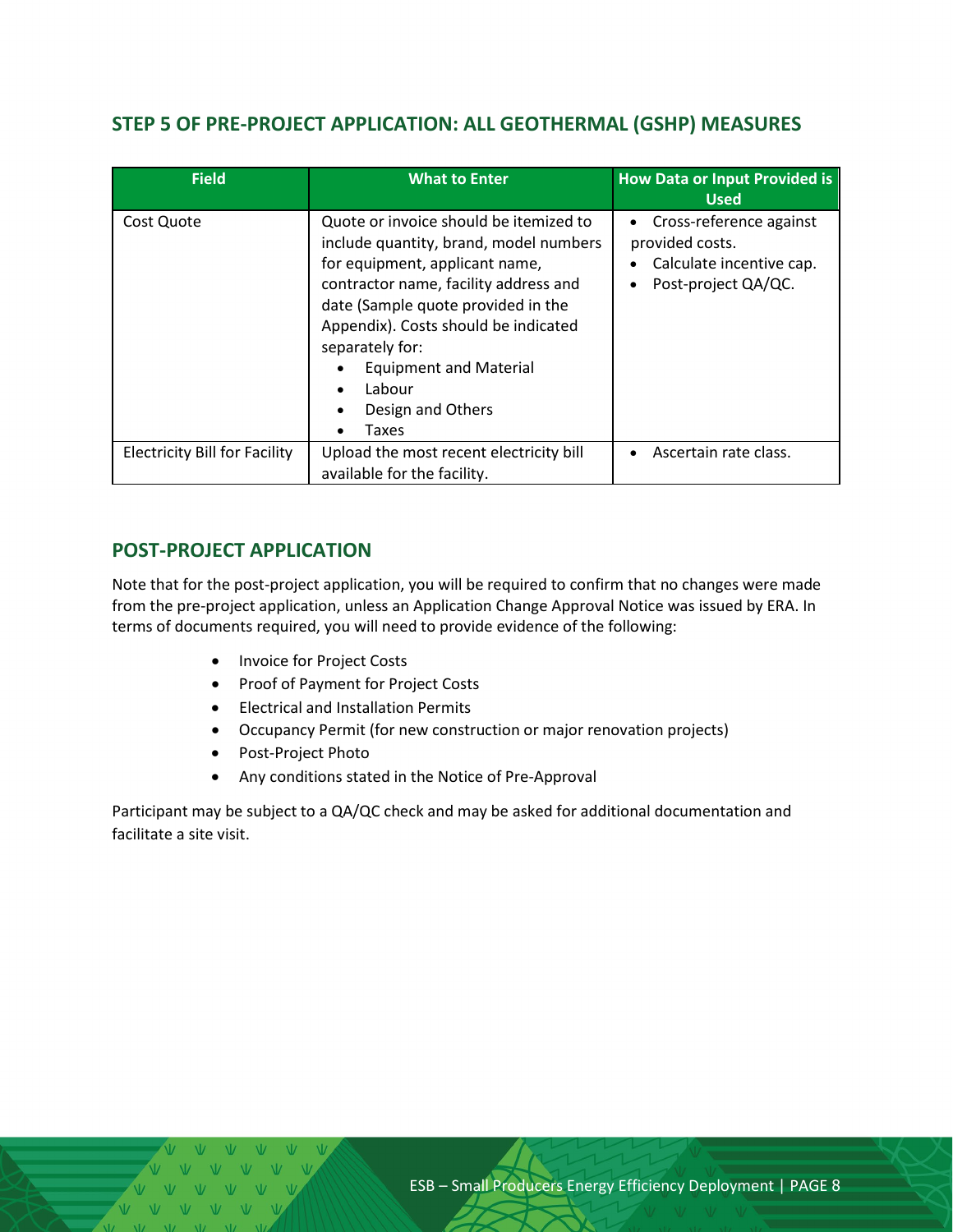## STEP 5 OF PRE-PROJECT APPLICATION: ALL GEOTHERMAL (GSHP) MEASURES

| Field | What to Enter | How Data or Input Provided is Used |
|---|---|---|
| Cost Quote | Quote or invoice should be itemized to include quantity, brand, model numbers for equipment, applicant name, contractor name, facility address and date (Sample quote provided in the Appendix). Costs should be indicated separately for:<br>• Equipment and Material<br>• Labour<br>• Design and Others<br>• Taxes | • Cross-reference against provided costs.<br>• Calculate incentive cap.<br>• Post-project QA/QC. |
| Electricity Bill for Facility | Upload the most recent electricity bill available for the facility. | • Ascertain rate class. |

## POST-PROJECT APPLICATION

Note that for the post-project application, you will be required to confirm that no changes were made from the pre-project application, unless an Application Change Approval Notice was issued by ERA. In terms of documents required, you will need to provide evidence of the following:

- Invoice for Project Costs
- Proof of Payment for Project Costs
- Electrical and Installation Permits
- Occupancy Permit (for new construction or major renovation projects)
- Post-Project Photo
- Any conditions stated in the Notice of Pre-Approval

Participant may be subject to a QA/QC check and may be asked for additional documentation and facilitate a site visit.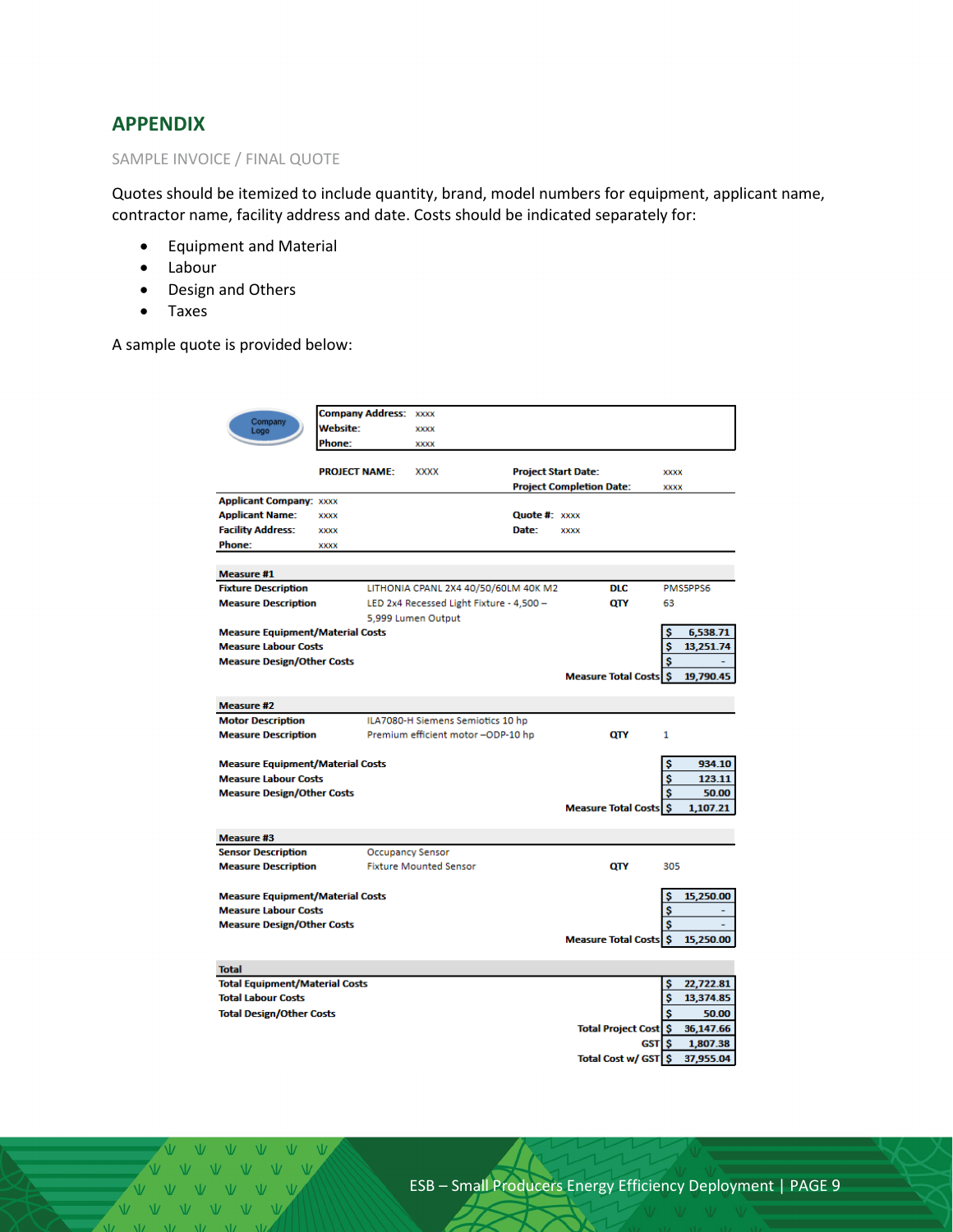## APPENDIX

SAMPLE INVOICE / FINAL QUOTE

Quotes should be itemized to include quantity, brand, model numbers for equipment, applicant name, contractor name, facility address and date. Costs should be indicated separately for:

- Equipment and Material
- Labour
- Design and Others
- Taxes

A sample quote is provided below:

Company Logo

**Company Address:** xxxx
**Website:** xxxx
**Phone:** xxxx

**PROJECT NAME:** XXXX

**Project Start Date:** xxxx
**Project Completion Date:** xxxx

**Applicant Company:** xxxx
**Applicant Name:** xxxx
**Facility Address:** xxxx
**Phone:** xxxx

**Quote #:** xxxx
**Date:** xxxx

| | | | |
|---|---|---|---|
| **Measure #1** | | | |
| **Fixture Description** | LITHONIA CPANL 2X4 40/50/60LM 40K M2 | **DLC** | PMS5PPS6 |
| **Measure Description** | LED 2x4 Recessed Light Fixture - 4,500 – 5,999 Lumen Output | **QTY** | 63 |
| **Measure Equipment/Material Costs** | | | $ 6,538.71 |
| **Measure Labour Costs** | | | $ 13,251.74 |
| **Measure Design/Other Costs** | | | $ - |
| | | **Measure Total Costs** | $ 19,790.45 |
| **Measure #2** | | | |
| **Motor Description** | ILA7080-H Siemens Semiotics 10 hp | | |
| **Measure Description** | Premium efficient motor –ODP-10 hp | **QTY** | 1 |
| **Measure Equipment/Material Costs** | | | $ 934.10 |
| **Measure Labour Costs** | | | $ 123.11 |
| **Measure Design/Other Costs** | | | $ 50.00 |
| | | **Measure Total Costs** | $ 1,107.21 |
| **Measure #3** | | | |
| **Sensor Description** | Occupancy Sensor | | |
| **Measure Description** | Fixture Mounted Sensor | **QTY** | 305 |
| **Measure Equipment/Material Costs** | | | $ 15,250.00 |
| **Measure Labour Costs** | | | $ - |
| **Measure Design/Other Costs** | | | $ - |
| | | **Measure Total Costs** | $ 15,250.00 |
| **Total** | | | |
| **Total Equipment/Material Costs** | | | $ 22,722.81 |
| **Total Labour Costs** | | | $ 13,374.85 |
| **Total Design/Other Costs** | | | $ 50.00 |
| | | **Total Project Cost** | $ 36,147.66 |
| | | **GST** | $ 1,807.38 |
| | | **Total Cost w/ GST** | $ 37,955.04 |